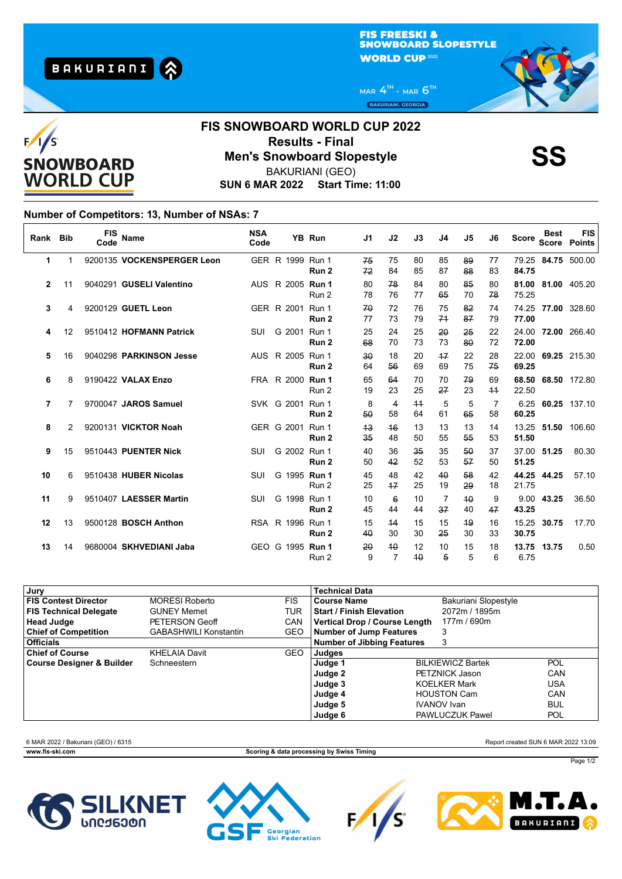# FIS SNOWBOARD WORLD CUP 2022

## Results - Final

## Men's Snowboard Slopestyle

BAKURIANI (GEO)

**SUN 6 MAR 2022 Start Time: 11:00**

**SS**

### Number of Competitors: 13, Number of NSAs: 7

| Rank | Bib | FIS Code | Name | NSA Code | | YB | Run | J1 | J2 | J3 | J4 | J5 | J6 | Score | Best Score | FIS Points |
|---|---|---|---|---|---|---|---|---|---|---|---|---|---|---|---|---|
| 1 | 1 | 9200135 | **VOCKENSPERGER Leon** | GER | R | 1999 | Run 1 | ~~75~~ | 75 | 80 | 85 | ~~89~~ | 77 | 79.25 | **84.75** | 500.00 |
| | | | | | | | **Run 2** | ~~72~~ | 84 | 85 | 87 | ~~88~~ | 83 | **84.75** | | |
| 2 | 11 | 9040291 | **GUSELI Valentino** | AUS | R | 2005 | **Run 1** | 80 | ~~78~~ | 84 | 80 | ~~85~~ | 80 | **81.00** | **81.00** | 405.20 |
| | | | | | | | Run 2 | 78 | 76 | 77 | ~~65~~ | 70 | ~~78~~ | 75.25 | | |
| 3 | 4 | 9200129 | **GUETL Leon** | GER | R | 2001 | Run 1 | ~~70~~ | 72 | 76 | 75 | ~~82~~ | 74 | 74.25 | **77.00** | 328.60 |
| | | | | | | | **Run 2** | 77 | 73 | 79 | ~~71~~ | ~~87~~ | 79 | **77.00** | | |
| 4 | 12 | 9510412 | **HOFMANN Patrick** | SUI | G | 2001 | Run 1 | 25 | 24 | 25 | ~~20~~ | ~~25~~ | 22 | 24.00 | **72.00** | 266.40 |
| | | | | | | | **Run 2** | ~~68~~ | 70 | 73 | 73 | ~~80~~ | 72 | **72.00** | | |
| 5 | 16 | 9040298 | **PARKINSON Jesse** | AUS | R | 2005 | Run 1 | ~~30~~ | 18 | 20 | ~~17~~ | 22 | 28 | 22.00 | **69.25** | 215.30 |
| | | | | | | | **Run 2** | 64 | ~~56~~ | 69 | 69 | 75 | ~~75~~ | **69.25** | | |
| 6 | 8 | 9190422 | **VALAX Enzo** | FRA | R | 2000 | **Run 1** | 65 | ~~64~~ | 70 | 70 | ~~79~~ | 69 | **68.50** | **68.50** | 172.80 |
| | | | | | | | Run 2 | 19 | 23 | 25 | ~~27~~ | 23 | ~~11~~ | 22.50 | | |
| 7 | 7 | 9700047 | **JAROS Samuel** | SVK | G | 2001 | Run 1 | 8 | ~~4~~ | ~~11~~ | 5 | 5 | 7 | 6.25 | **60.25** | 137.10 |
| | | | | | | | **Run 2** | ~~50~~ | 58 | 64 | 61 | ~~65~~ | 58 | **60.25** | | |
| 8 | 2 | 9200131 | **VICKTOR Noah** | GER | G | 2001 | Run 1 | ~~13~~ | ~~16~~ | 13 | 13 | 13 | 14 | 13.25 | **51.50** | 106.60 |
| | | | | | | | **Run 2** | ~~35~~ | 48 | 50 | 55 | ~~55~~ | 53 | **51.50** | | |
| 9 | 15 | 9510443 | **PUENTER Nick** | SUI | G | 2002 | Run 1 | 40 | 36 | ~~35~~ | 35 | ~~50~~ | 37 | 37.00 | **51.25** | 80.30 |
| | | | | | | | **Run 2** | 50 | ~~42~~ | 52 | 53 | ~~57~~ | 50 | **51.25** | | |
| 10 | 6 | 9510438 | **HUBER Nicolas** | SUI | G | 1995 | **Run 1** | 45 | 48 | 42 | ~~40~~ | ~~58~~ | 42 | **44.25** | **44.25** | 57.10 |
| | | | | | | | Run 2 | 25 | ~~17~~ | 25 | 19 | ~~29~~ | 18 | 21.75 | | |
| 11 | 9 | 9510407 | **LAESSER Martin** | SUI | G | 1998 | Run 1 | 10 | ~~6~~ | 10 | 7 | ~~10~~ | 9 | 9.00 | **43.25** | 36.50 |
| | | | | | | | **Run 2** | 45 | 44 | 44 | ~~37~~ | 40 | ~~47~~ | **43.25** | | |
| 12 | 13 | 9500128 | **BOSCH Anthon** | RSA | R | 1996 | Run 1 | 15 | ~~14~~ | 15 | 15 | ~~19~~ | 16 | 15.25 | **30.75** | 17.70 |
| | | | | | | | **Run 2** | ~~40~~ | 30 | 30 | ~~25~~ | 30 | 33 | **30.75** | | |
| 13 | 14 | 9680004 | **SKHVEDIANI Jaba** | GEO | G | 1995 | **Run 1** | ~~20~~ | ~~10~~ | 12 | 10 | 15 | 18 | **13.75** | **13.75** | 0.50 |
| | | | | | | | Run 2 | 9 | 7 | ~~10~~ | ~~5~~ | 5 | 6 | 6.75 | | |

| Jury | | |
|---|---|---|
| **FIS Contest Director** | MORESI Roberto | FIS |
| **FIS Technical Delegate** | GUNEY Memet | TUR |
| **Head Judge** | PETERSON Geoff | CAN |
| **Chief of Competition** | GABASHWILI Konstantin | GEO |
| **Officials** | | |
| **Chief of Course** | KHELAIA Davit | GEO |
| **Course Designer & Builder** | Schneestern | |

| Technical Data | | |
|---|---|---|
| **Course Name** | Bakuriani Slopestyle | |
| **Start / Finish Elevation** | 2072m / 1895m | |
| **Vertical Drop / Course Length** | 177m / 690m | |
| **Number of Jump Features** | 3 | |
| **Number of Jibbing Features** | 3 | |
| **Judges** | | |
| **Judge 1** | BILKIEWICZ Bartek | POL |
| **Judge 2** | PETZNICK Jason | CAN |
| **Judge 3** | KOELKER Mark | USA |
| **Judge 4** | HOUSTON Cam | CAN |
| **Judge 5** | IVANOV Ivan | BUL |
| **Judge 6** | PAWLUCZUK Pawel | POL |

6 MAR 2022 / Bakuriani (GEO) / 6315

Report created SUN 6 MAR 2022 13:09

www.fis-ski.com

Scoring & data processing by Swiss Timing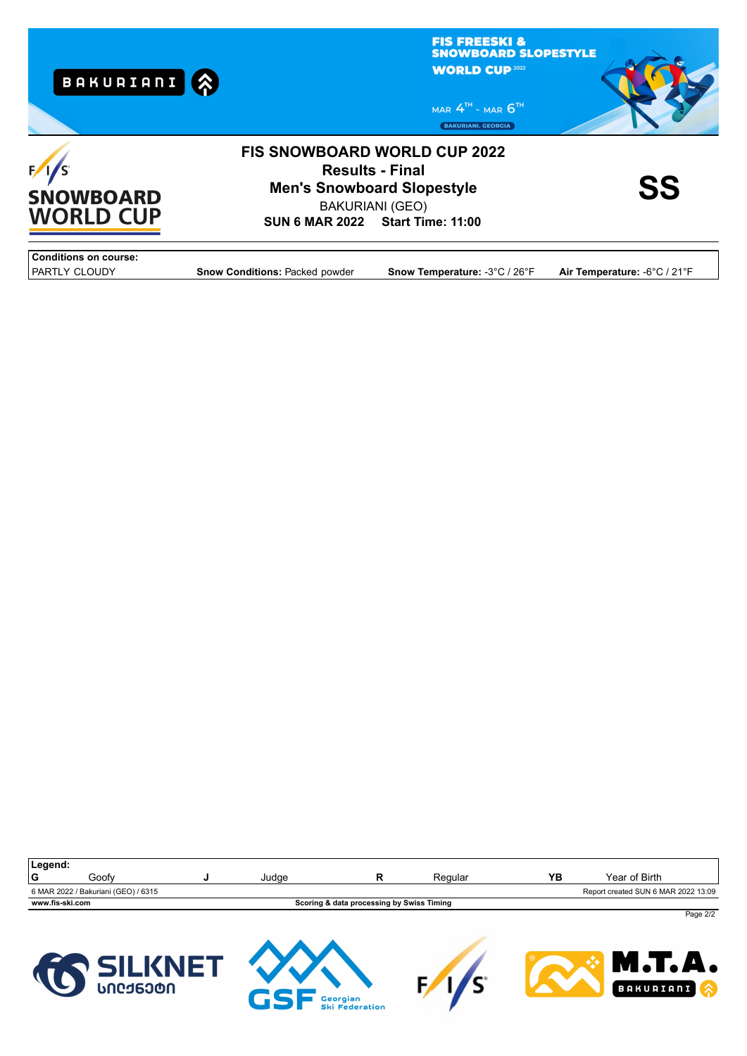# FIS SNOWBOARD WORLD CUP 2022

## Results - Final

## Men's Snowboard Slopestyle

BAKURIANI (GEO)

**SUN 6 MAR 2022 Start Time: 11:00**

**SS**

| **Conditions on course:** | | | |
|---|---|---|---|
| PARTLY CLOUDY | **Snow Conditions:** Packed powder | **Snow Temperature:** -3°C / 26°F | **Air Temperature:** -6°C / 21°F |

**Legend:**

| | | | | | | | |
|---|---|---|---|---|---|---|---|
| **G** | Goofy | **J** | Judge | **R** | Regular | **YB** | Year of Birth |

6 MAR 2022 / Bakuriani (GEO) / 6315

Report created SUN 6 MAR 2022 13:09

**www.fis-ski.com**

**Scoring & data processing by Swiss Timing**